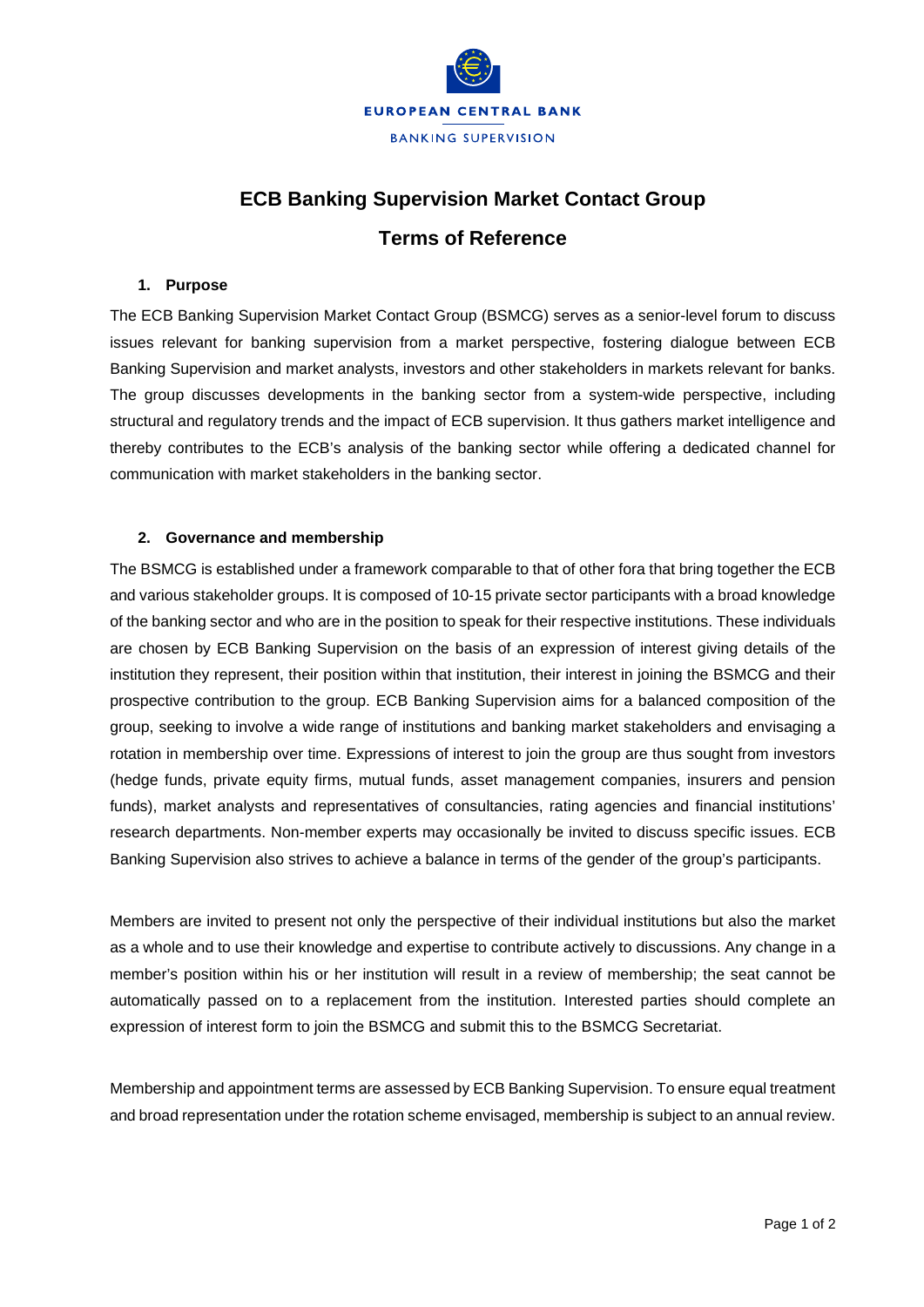EUROPEAN CENTRAL BANK

BANKING SUPERVISION

# ECB Banking Supervision Market Contact Group

# Terms of Reference

## 1. Purpose

The ECB Banking Supervision Market Contact Group (BSMCG) serves as a senior-level forum to discuss issues relevant for banking supervision from a market perspective, fostering dialogue between ECB Banking Supervision and market analysts, investors and other stakeholders in markets relevant for banks. The group discusses developments in the banking sector from a system-wide perspective, including structural and regulatory trends and the impact of ECB supervision. It thus gathers market intelligence and thereby contributes to the ECB's analysis of the banking sector while offering a dedicated channel for communication with market stakeholders in the banking sector.

## 2. Governance and membership

The BSMCG is established under a framework comparable to that of other fora that bring together the ECB and various stakeholder groups. It is composed of 10-15 private sector participants with a broad knowledge of the banking sector and who are in the position to speak for their respective institutions. These individuals are chosen by ECB Banking Supervision on the basis of an expression of interest giving details of the institution they represent, their position within that institution, their interest in joining the BSMCG and their prospective contribution to the group. ECB Banking Supervision aims for a balanced composition of the group, seeking to involve a wide range of institutions and banking market stakeholders and envisaging a rotation in membership over time. Expressions of interest to join the group are thus sought from investors (hedge funds, private equity firms, mutual funds, asset management companies, insurers and pension funds), market analysts and representatives of consultancies, rating agencies and financial institutions' research departments. Non-member experts may occasionally be invited to discuss specific issues. ECB Banking Supervision also strives to achieve a balance in terms of the gender of the group's participants.

Members are invited to present not only the perspective of their individual institutions but also the market as a whole and to use their knowledge and expertise to contribute actively to discussions. Any change in a member's position within his or her institution will result in a review of membership; the seat cannot be automatically passed on to a replacement from the institution. Interested parties should complete an expression of interest form to join the BSMCG and submit this to the BSMCG Secretariat.

Membership and appointment terms are assessed by ECB Banking Supervision. To ensure equal treatment and broad representation under the rotation scheme envisaged, membership is subject to an annual review.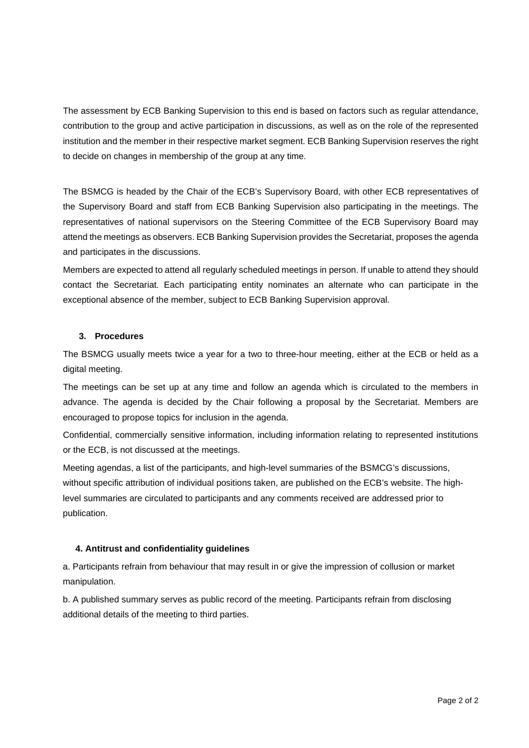The assessment by ECB Banking Supervision to this end is based on factors such as regular attendance, contribution to the group and active participation in discussions, as well as on the role of the represented institution and the member in their respective market segment. ECB Banking Supervision reserves the right to decide on changes in membership of the group at any time.

The BSMCG is headed by the Chair of the ECB's Supervisory Board, with other ECB representatives of the Supervisory Board and staff from ECB Banking Supervision also participating in the meetings. The representatives of national supervisors on the Steering Committee of the ECB Supervisory Board may attend the meetings as observers. ECB Banking Supervision provides the Secretariat, proposes the agenda and participates in the discussions.

Members are expected to attend all regularly scheduled meetings in person. If unable to attend they should contact the Secretariat. Each participating entity nominates an alternate who can participate in the exceptional absence of the member, subject to ECB Banking Supervision approval.

### 3. Procedures

The BSMCG usually meets twice a year for a two to three-hour meeting, either at the ECB or held as a digital meeting.

The meetings can be set up at any time and follow an agenda which is circulated to the members in advance. The agenda is decided by the Chair following a proposal by the Secretariat. Members are encouraged to propose topics for inclusion in the agenda.

Confidential, commercially sensitive information, including information relating to represented institutions or the ECB, is not discussed at the meetings.

Meeting agendas, a list of the participants, and high-level summaries of the BSMCG's discussions, without specific attribution of individual positions taken, are published on the ECB's website. The high-level summaries are circulated to participants and any comments received are addressed prior to publication.

### 4. Antitrust and confidentiality guidelines

a. Participants refrain from behaviour that may result in or give the impression of collusion or market manipulation.

b. A published summary serves as public record of the meeting. Participants refrain from disclosing additional details of the meeting to third parties.